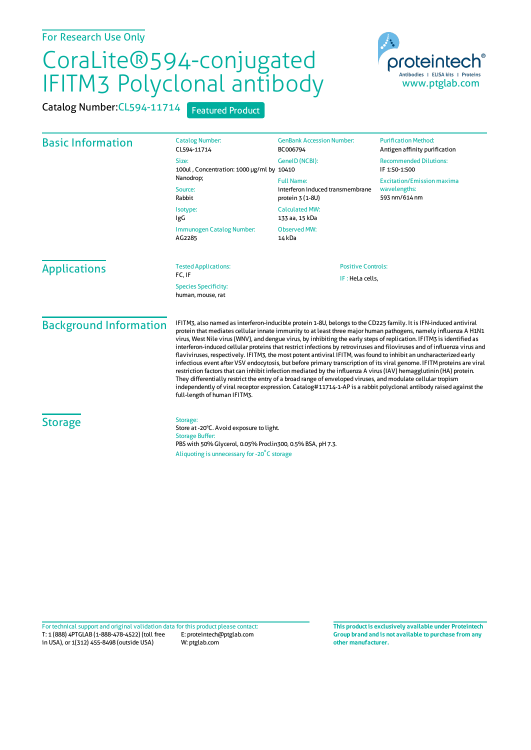For Research Use Only

# CoraLite®594-conjugated IFITM3 Polyclonal antibody

Catalog Number: CL594-11714 Featured Product

proteintech®
Antibodies | ELISA kits | Proteins
www.ptglab.com

## Basic Information

**Catalog Number:**
CL594-11714

**Size:**
100ul , Concentration: 1000 μg/ml by Nanodrop;

**Source:**
Rabbit

**Isotype:**
IgG

**Immunogen Catalog Number:**
AG2285

**GenBank Accession Number:**
BC006794

**GeneID (NCBI):**
10410

**Full Name:**
interferon induced transmembrane protein 3 (1-8U)

**Calculated MW:**
133 aa, 15 kDa

**Observed MW:**
14 kDa

**Purification Method:**
Antigen affinity purification

**Recommended Dilutions:**
IF 1:50-1:500

**Excitation/Emission maxima wavelengths:**
593 nm/614 nm

## Applications

**Tested Applications:**
FC, IF

**Species Specificity:**
human, mouse, rat

**Positive Controls:**
IF : HeLa cells,

## Background Information

IFITM3, also named as interferon-inducible protein 1-8U, belongs to the CD225 family. It is IFN-induced antiviral protein that mediates cellular innate immunity to at least three major human pathogens, namely influenza A H1N1 virus, West Nile virus (WNV), and dengue virus, by inhibiting the early steps of replication. IFITM3 is identified as interferon-induced cellular proteins that restrict infections by retroviruses and filoviruses and of influenza virus and flaviviruses, respectively. IFITM3, the most potent antiviral IFITM, was found to inhibit an uncharacterized early infectious event after VSV endocytosis, but before primary transcription of its viral genome. IFITM proteins are viral restriction factors that can inhibit infection mediated by the influenza A virus (IAV) hemagglutinin (HA) protein. They differentially restrict the entry of a broad range of enveloped viruses, and modulate cellular tropism independently of viral receptor expression. Catalog#11714-1-AP is a rabbit polyclonal antibody raised against the full-length of human IFITM3.

## Storage

**Storage:**
Store at -20°C. Avoid exposure to light.

**Storage Buffer:**
PBS with 50% Glycerol, 0.05% Proclin300, 0.5% BSA, pH 7.3.

Aliquoting is unnecessary for -20°C storage

For technical support and original validation data for this product please contact:
T: 1 (888) 4PTGLAB (1-888-478-4522) (toll free in USA), or 1(312) 455-8498 (outside USA)
E: proteintech@ptglab.com
W: ptglab.com

**This product is exclusively available under Proteintech Group brand and is not available to purchase from any other manufacturer.**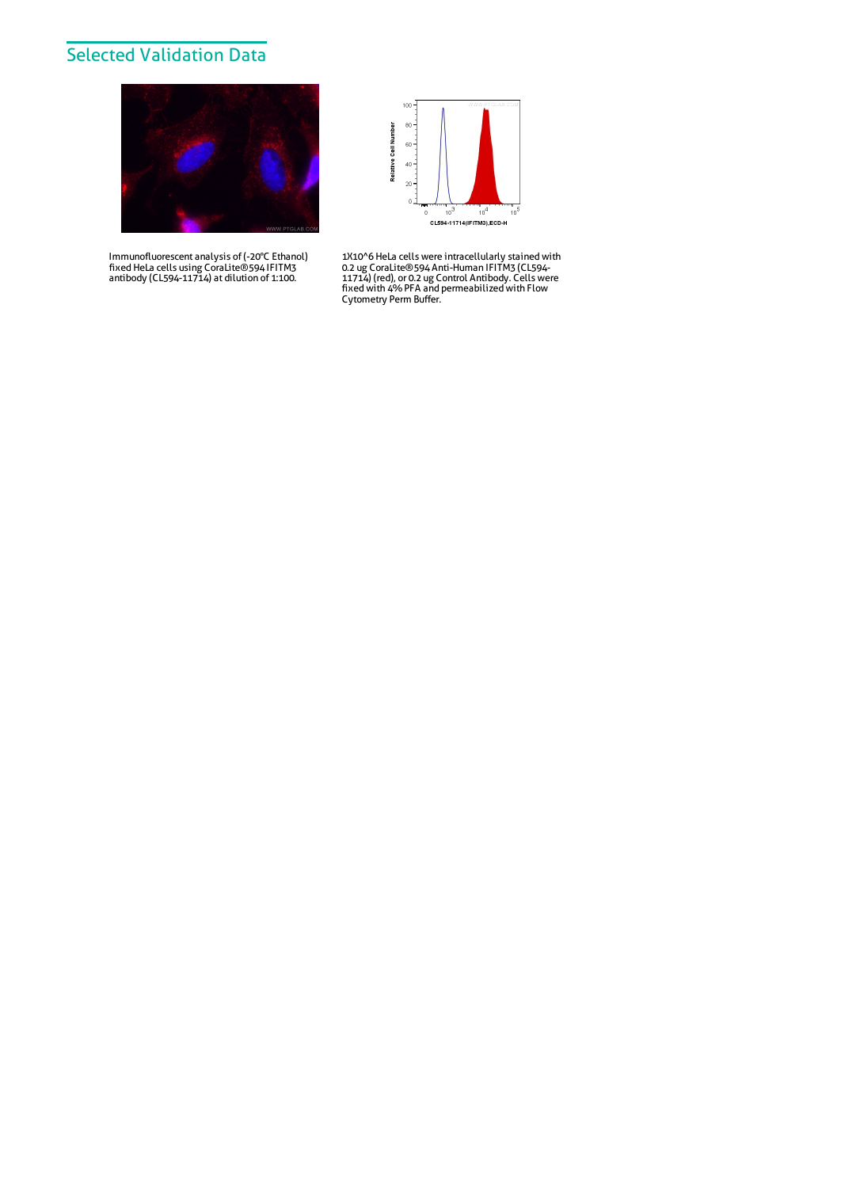## Selected Validation Data

WWW.PTGLAB.COM

Immunofluorescent analysis of (-20°C Ethanol) fixed HeLa cells using CoraLite®594 IFITM3 antibody (CL594-11714) at dilution of 1:100.

Relative Cell Number

100
80
60
40
20
0

0
$10^3$
$10^4$
$10^5$

CL594-11714(IFITM3),ECD-H

WWW.PTGLAB.COM

1X10^6 HeLa cells were intracellularly stained with 0.2 ug CoraLite®594 Anti-Human IFITM3 (CL594-11714) (red), or 0.2 ug Control Antibody. Cells were fixed with 4% PFA and permeabilized with Flow Cytometry Perm Buffer.